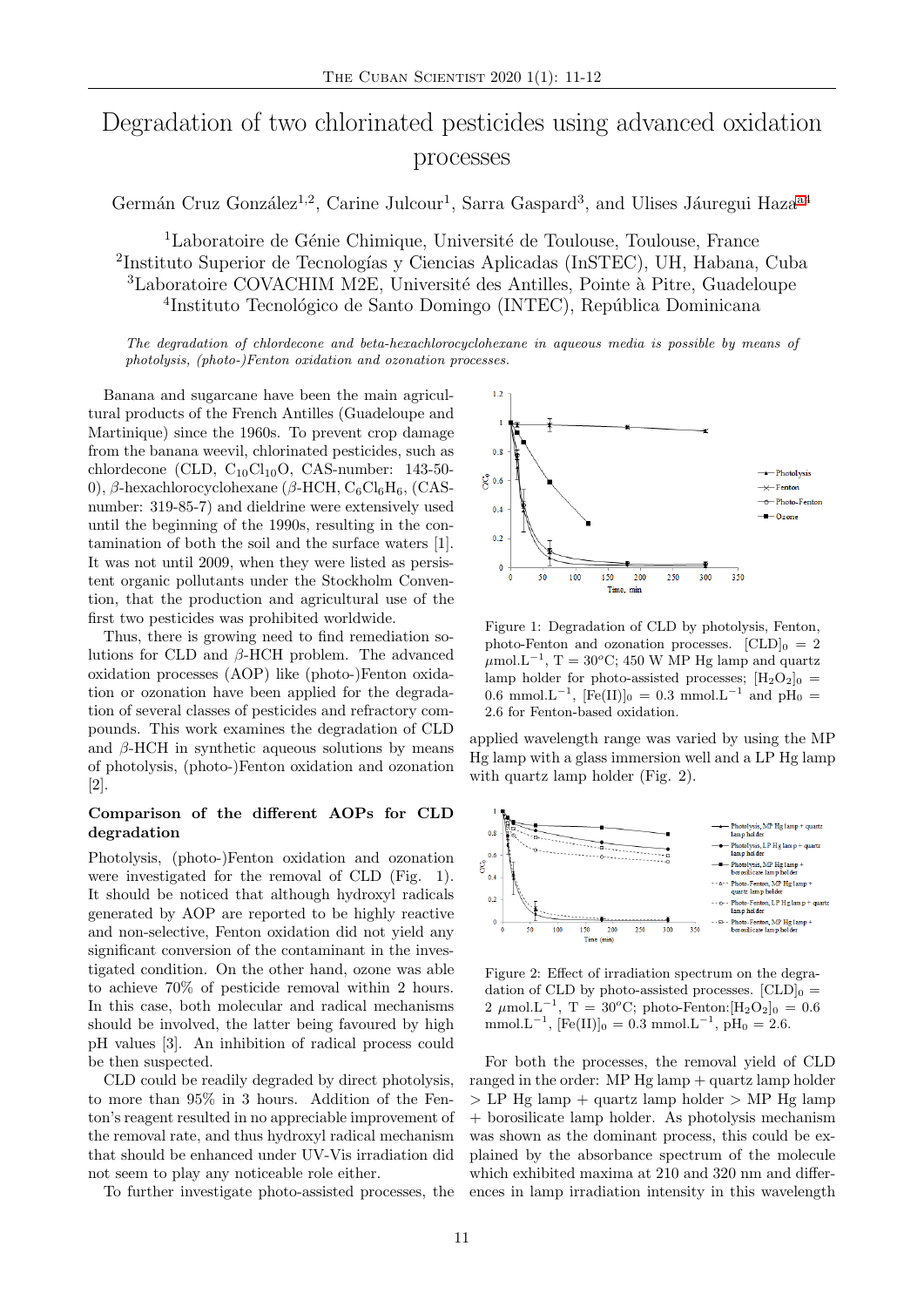# Degradation of two chlorinated pesticides using advanced oxidation processes

Germán Cruz González[1,2], Carine Julcour[1], Sarra Gaspard[3], and Ulises Jáuregui Haza[a4]

[1]Laboratoire de Génie Chimique, Université de Toulouse, Toulouse, France
[2]Instituto Superior de Tecnologías y Ciencias Aplicadas (InSTEC), UH, Habana, Cuba
[3]Laboratoire COVACHIM M2E, Université des Antilles, Pointe à Pitre, Guadeloupe
[4]Instituto Tecnológico de Santo Domingo (INTEC), República Dominicana

*The degradation of chlordecone and beta-hexachlorocyclohexane in aqueous media is possible by means of photolysis, (photo-)Fenton oxidation and ozonation processes.*

Banana and sugarcane have been the main agricultural products of the French Antilles (Guadeloupe and Martinique) since the 1960s. To prevent crop damage from the banana weevil, chlorinated pesticides, such as chlordecone (CLD, $C_{10}Cl_{10}O$, CAS-number: 143-50-0), β-hexachlorocyclohexane (β-HCH, $C_6Cl_6H_6$, (CAS-number: 319-85-7) and dieldrine were extensively used until the beginning of the 1990s, resulting in the contamination of both the soil and the surface waters [1]. It was not until 2009, when they were listed as persistent organic pollutants under the Stockholm Convention, that the production and agricultural use of the first two pesticides was prohibited worldwide.

Thus, there is growing need to find remediation solutions for CLD and β-HCH problem. The advanced oxidation processes (AOP) like (photo-)Fenton oxidation or ozonation have been applied for the degradation of several classes of pesticides and refractory compounds. This work examines the degradation of CLD and β-HCH in synthetic aqueous solutions by means of photolysis, (photo-)Fenton oxidation and ozonation [2].

## Comparison of the different AOPs for CLD degradation

Photolysis, (photo-)Fenton oxidation and ozonation were investigated for the removal of CLD (Fig. 1). It should be noticed that although hydroxyl radicals generated by AOP are reported to be highly reactive and non-selective, Fenton oxidation did not yield any significant conversion of the contaminant in the investigated condition. On the other hand, ozone was able to achieve 70% of pesticide removal within 2 hours. In this case, both molecular and radical mechanisms should be involved, the latter being favoured by high pH values [3]. An inhibition of radical process could be then suspected.

CLD could be readily degraded by direct photolysis, to more than 95% in 3 hours. Addition of the Fenton's reagent resulted in no appreciable improvement of the removal rate, and thus hydroxyl radical mechanism that should be enhanced under UV-Vis irradiation did not seem to play any noticeable role either.

Figure 1: Degradation of CLD by photolysis, Fenton, photo-Fenton and ozonation processes. $[CLD]_0 = 2$ $\mu$mol.L$^{-1}$, T = 30$^o$C; 450 W MP Hg lamp and quartz lamp holder for photo-assisted processes; $[H_2O_2]_0 =$ 0.6 mmol.L$^{-1}$, $[Fe(II)]_0 = 0.3$ mmol.L$^{-1}$ and $pH_0 =$ 2.6 for Fenton-based oxidation.

To further investigate photo-assisted processes, the applied wavelength range was varied by using the MP Hg lamp with a glass immersion well and a LP Hg lamp with quartz lamp holder (Fig. 2).

Figure 2: Effect of irradiation spectrum on the degradation of CLD by photo-assisted processes. $[CLD]_0 =$ 2 $\mu$mol.L$^{-1}$, T = 30$^o$C; photo-Fenton:$[H_2O_2]_0 = 0.6$ mmol.L$^{-1}$, $[Fe(II)]_0 = 0.3$ mmol.L$^{-1}$, $pH_0 = 2.6$.

For both the processes, the removal yield of CLD ranged in the order: MP Hg lamp + quartz lamp holder > LP Hg lamp + quartz lamp holder > MP Hg lamp + borosilicate lamp holder. As photolysis mechanism was shown as the dominant process, this could be explained by the absorbance spectrum of the molecule which exhibited maxima at 210 and 320 nm and differences in lamp irradiation intensity in this wavelength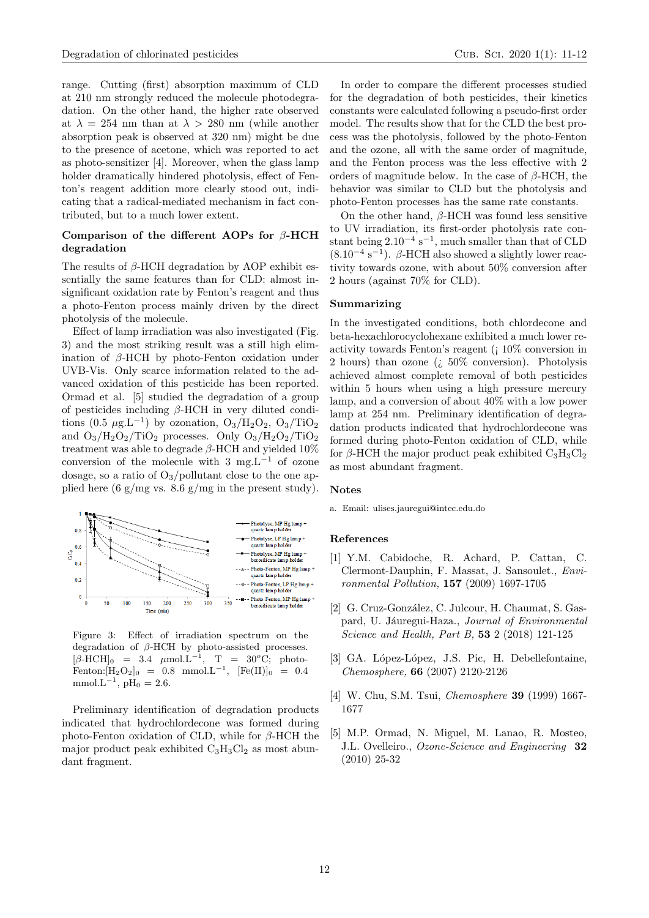range. Cutting (first) absorption maximum of CLD at 210 nm strongly reduced the molecule photodegradation. On the other hand, the higher rate observed at $\lambda = 254$ nm than at $\lambda > 280$ nm (while another absorption peak is observed at 320 nm) might be due to the presence of acetone, which was reported to act as photo-sensitizer [4]. Moreover, when the glass lamp holder dramatically hindered photolysis, effect of Fenton's reagent addition more clearly stood out, indicating that a radical-mediated mechanism in fact contributed, but to a much lower extent.

### Comparison of the different AOPs for $\beta$-HCH degradation

The results of $\beta$-HCH degradation by AOP exhibit essentially the same features than for CLD: almost insignificant oxidation rate by Fenton's reagent and thus a photo-Fenton process mainly driven by the direct photolysis of the molecule.

Effect of lamp irradiation was also investigated (Fig. 3) and the most striking result was a still high elimination of $\beta$-HCH by photo-Fenton oxidation under UVB-Vis. Only scarce information related to the advanced oxidation of this pesticide has been reported. Ormad et al. [5] studied the degradation of a group of pesticides including $\beta$-HCH in very diluted conditions (0.5 $\mu g.L^{-1}$) by ozonation, $O_3/H_2O_2$, $O_3/TiO_2$ and $O_3/H_2O_2/TiO_2$ processes. Only $O_3/H_2O_2/TiO_2$ treatment was able to degrade $\beta$-HCH and yielded 10% conversion of the molecule with 3 $mg.L^{-1}$ of ozone dosage, so a ratio of $O_3$/pollutant close to the one applied here (6 g/mg vs. 8.6 g/mg in the present study).

1
0.8
0.6
0.4
0.2
0
C/C0
0 50 100 150 200 250 300 350
Time (min)
Photolyse, MP Hg lamp + quartz lamp holder
Photolyse, LP Hg lamp + quartz lamp holder
Photolyse, MP Hg lamp + borosilicate lamp holder
Photo-Fenton, MP Hg lamp + quartz lamp holder
Photo-Fenton, LP Hg lamp + quartz lamp holder
Photo-Fenton, MP Hg lamp + borosilicate lamp holder

Figure 3: Effect of irradiation spectrum on the degradation of $\beta$-HCH by photo-assisted processes. $[\beta\text{-HCH}]_0 = 3.4$ $\mu mol.L^{-1}$, T = 30$^o$C; photo-Fenton:$[H_2O_2]_0 = 0.8$ $mmol.L^{-1}$, $[Fe(II)]_0 = 0.4$ $mmol.L^{-1}$, $pH_0 = 2.6$.

Preliminary identification of degradation products indicated that hydrochlordecone was formed during photo-Fenton oxidation of CLD, while for $\beta$-HCH the major product peak exhibited $C_3H_3Cl_2$ as most abundant fragment.

In order to compare the different processes studied for the degradation of both pesticides, their kinetics constants were calculated following a pseudo-first order model. The results show that for the CLD the best process was the photolysis, followed by the photo-Fenton and the ozone, all with the same order of magnitude, and the Fenton process was the less effective with 2 orders of magnitude below. In the case of $\beta$-HCH, the behavior was similar to CLD but the photolysis and photo-Fenton processes has the same rate constants.

On the other hand, $\beta$-HCH was found less sensitive to UV irradiation, its first-order photolysis rate constant being $2.10^{-4}$ $s^{-1}$, much smaller than that of CLD ($8.10^{-4}$ $s^{-1}$). $\beta$-HCH also showed a slightly lower reactivity towards ozone, with about 50% conversion after 2 hours (against 70% for CLD).

### Summarizing

In the investigated conditions, both chlordecone and beta-hexachlorocyclohexane exhibited a much lower reactivity towards Fenton's reagent (¡ 10% conversion in 2 hours) than ozone (¿ 50% conversion). Photolysis achieved almost complete removal of both pesticides within 5 hours when using a high pressure mercury lamp, and a conversion of about 40% with a low power lamp at 254 nm. Preliminary identification of degradation products indicated that hydrochlordecone was formed during photo-Fenton oxidation of CLD, while for $\beta$-HCH the major product peak exhibited $C_3H_3Cl_2$ as most abundant fragment.

### Notes

a. Email: ulises.jauregui@intec.edu.do

### References

[1] Y.M. Cabidoche, R. Achard, P. Cattan, C. Clermont-Dauphin, F. Massat, J. Sansoulet., *Environmental Pollution,* **157** (2009) 1697-1705

[2] G. Cruz-González, C. Julcour, H. Chaumat, S. Gaspard, U. Jáuregui-Haza., *Journal of Environmental Science and Health, Part B,* **53** 2 (2018) 121-125

[3] GA. López-López, J.S. Pic, H. Debellefontaine, *Chemosphere,* **66** (2007) 2120-2126

[4] W. Chu, S.M. Tsui, *Chemosphere* **39** (1999) 1667-1677

[5] M.P. Ormad, N. Miguel, M. Lanao, R. Mosteo, J.L. Ovelleiro., *Ozone-Science and Engineering* **32** (2010) 25-32